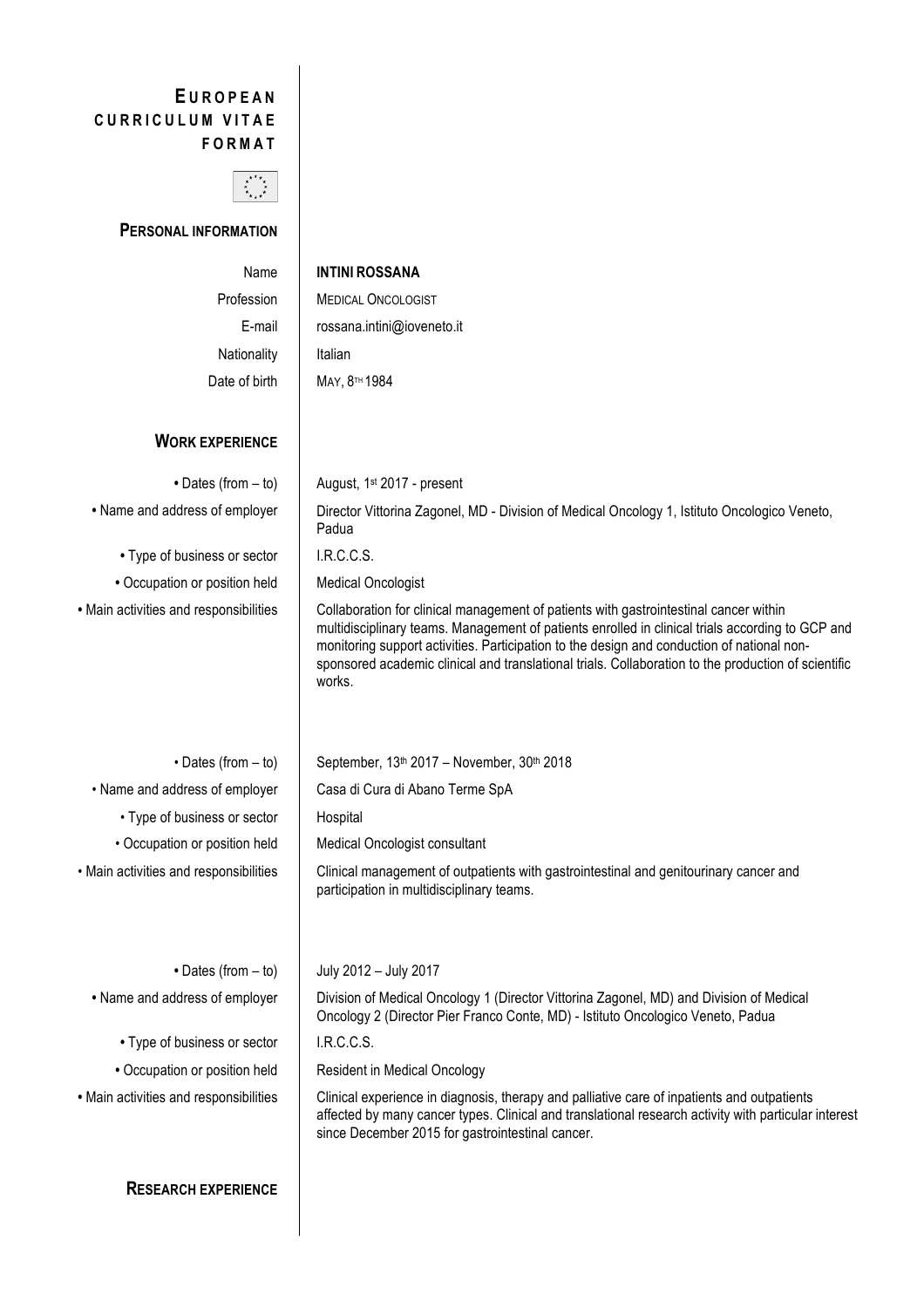# EUROPEAN CURRICULUM VITAE FORMAT

## PERSONAL INFORMATION

| | |
|---|---|
| Name | **INTINI ROSSANA** |
| Profession | MEDICAL ONCOLOGIST |
| E-mail | rossana.intini@ioveneto.it |
| Nationality | Italian |
| Date of birth | MAY, 8TH 1984 |

## WORK EXPERIENCE

| | |
|---|---|
| • Dates (from – to) | August, 1st 2017 - present |
| • Name and address of employer | Director Vittorina Zagonel, MD - Division of Medical Oncology 1, Istituto Oncologico Veneto, Padua |
| • Type of business or sector | I.R.C.C.S. |
| • Occupation or position held | Medical Oncologist |
| • Main activities and responsibilities | Collaboration for clinical management of patients with gastrointestinal cancer within multidisciplinary teams. Management of patients enrolled in clinical trials according to GCP and monitoring support activities. Participation to the design and conduction of national non-sponsored academic clinical and translational trials. Collaboration to the production of scientific works. |

| | |
|---|---|
| • Dates (from – to) | September, 13th 2017 – November, 30th 2018 |
| • Name and address of employer | Casa di Cura di Abano Terme SpA |
| • Type of business or sector | Hospital |
| • Occupation or position held | Medical Oncologist consultant |
| • Main activities and responsibilities | Clinical management of outpatients with gastrointestinal and genitourinary cancer and participation in multidisciplinary teams. |

| | |
|---|---|
| • Dates (from – to) | July 2012 – July 2017 |
| • Name and address of employer | Division of Medical Oncology 1 (Director Vittorina Zagonel, MD) and Division of Medical Oncology 2 (Director Pier Franco Conte, MD) - Istituto Oncologico Veneto, Padua |
| • Type of business or sector | I.R.C.C.S. |
| • Occupation or position held | Resident in Medical Oncology |
| • Main activities and responsibilities | Clinical experience in diagnosis, therapy and palliative care of inpatients and outpatients affected by many cancer types. Clinical and translational research activity with particular interest since December 2015 for gastrointestinal cancer. |

## RESEARCH EXPERIENCE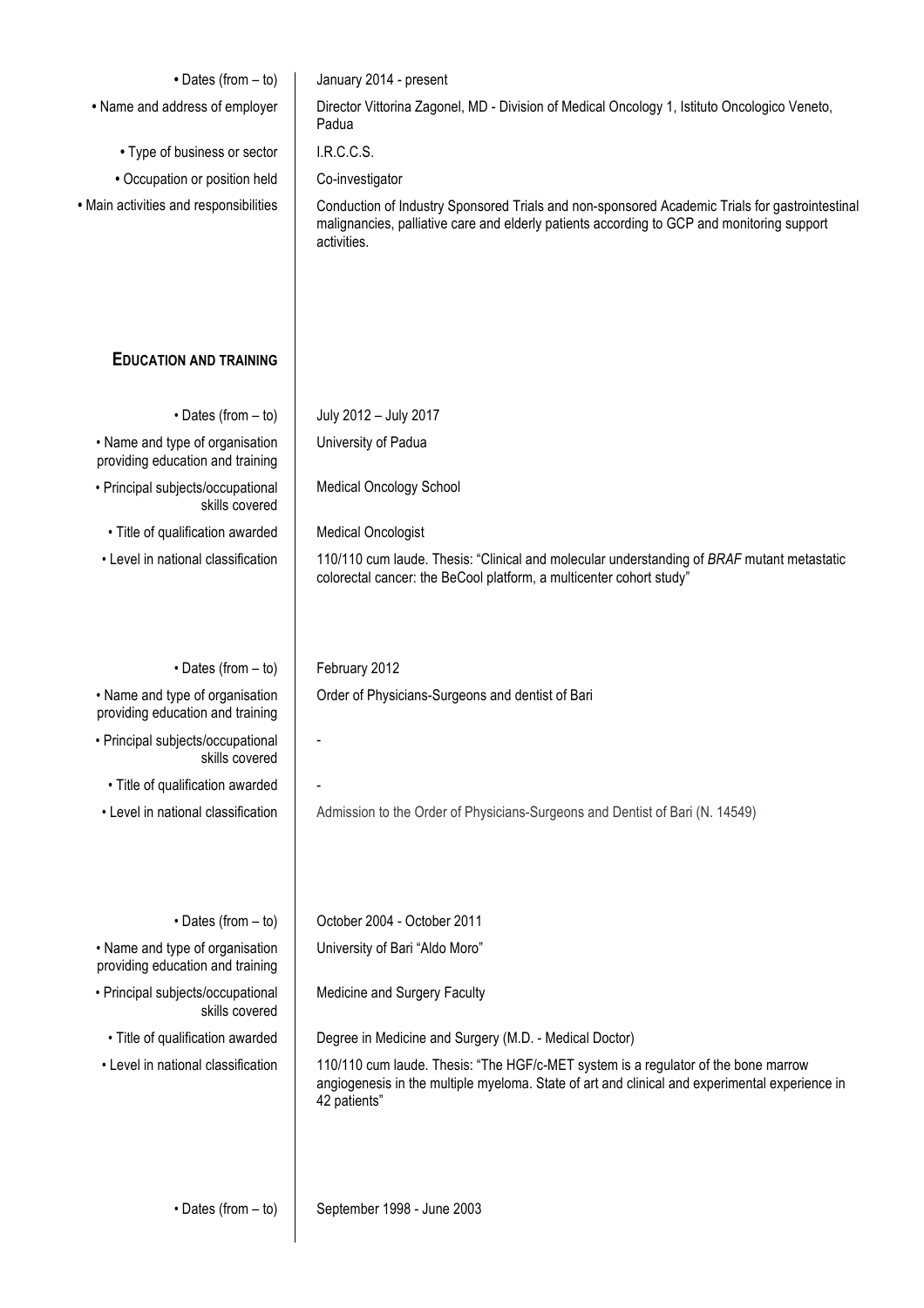• Dates (from – to): January 2014 - present

• Name and address of employer: Director Vittorina Zagonel, MD - Division of Medical Oncology 1, Istituto Oncologico Veneto, Padua

• Type of business or sector: I.R.C.C.S.

• Occupation or position held: Co-investigator

• Main activities and responsibilities: Conduction of Industry Sponsored Trials and non-sponsored Academic Trials for gastrointestinal malignancies, palliative care and elderly patients according to GCP and monitoring support activities.

## EDUCATION AND TRAINING

• Dates (from – to): July 2012 – July 2017

• Name and type of organisation providing education and training: University of Padua

• Principal subjects/occupational skills covered: Medical Oncology School

• Title of qualification awarded: Medical Oncologist

• Level in national classification: 110/110 cum laude. Thesis: "Clinical and molecular understanding of *BRAF* mutant metastatic colorectal cancer: the BeCool platform, a multicenter cohort study"

• Dates (from – to): February 2012

• Name and type of organisation providing education and training: Order of Physicians-Surgeons and dentist of Bari

• Principal subjects/occupational skills covered: -

• Title of qualification awarded: -

• Level in national classification: Admission to the Order of Physicians-Surgeons and Dentist of Bari (N. 14549)

• Dates (from – to): October 2004 - October 2011

• Name and type of organisation providing education and training: University of Bari "Aldo Moro"

• Principal subjects/occupational skills covered: Medicine and Surgery Faculty

• Title of qualification awarded: Degree in Medicine and Surgery (M.D. - Medical Doctor)

• Level in national classification: 110/110 cum laude. Thesis: "The HGF/c-MET system is a regulator of the bone marrow angiogenesis in the multiple myeloma. State of art and clinical and experimental experience in 42 patients"

• Dates (from – to): September 1998 - June 2003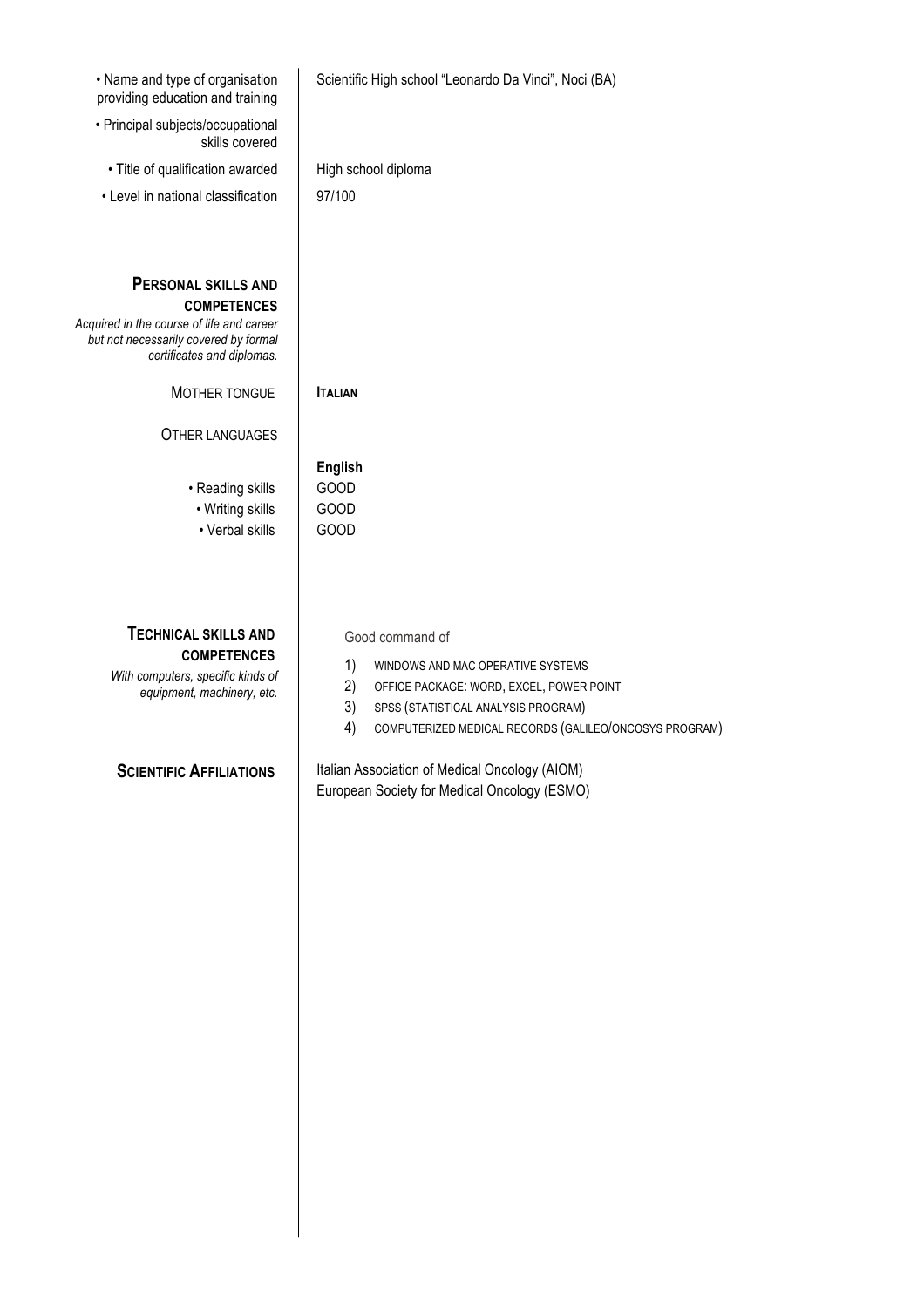| | |
|---|---|
| • Name and type of organisation providing education and training | Scientific High school "Leonardo Da Vinci", Noci (BA) |
| • Principal subjects/occupational skills covered | |
| • Title of qualification awarded | High school diploma |
| • Level in national classification | 97/100 |

## PERSONAL SKILLS AND COMPETENCES

*Acquired in the course of life and career but not necessarily covered by formal certificates and diplomas.*

| | |
|---|---|
| MOTHER TONGUE | **ITALIAN** |

OTHER LANGUAGES

| | **English** |
|---|---|
| • Reading skills | GOOD |
| • Writing skills | GOOD |
| • Verbal skills | GOOD |

## TECHNICAL SKILLS AND COMPETENCES

*With computers, specific kinds of equipment, machinery, etc.*

Good command of

1) WINDOWS AND MAC OPERATIVE SYSTEMS
2) OFFICE PACKAGE: WORD, EXCEL, POWER POINT
3) SPSS (STATISTICAL ANALYSIS PROGRAM)
4) COMPUTERIZED MEDICAL RECORDS (GALILEO/ONCOSYS PROGRAM)

## SCIENTIFIC AFFILIATIONS

Italian Association of Medical Oncology (AIOM)
European Society for Medical Oncology (ESMO)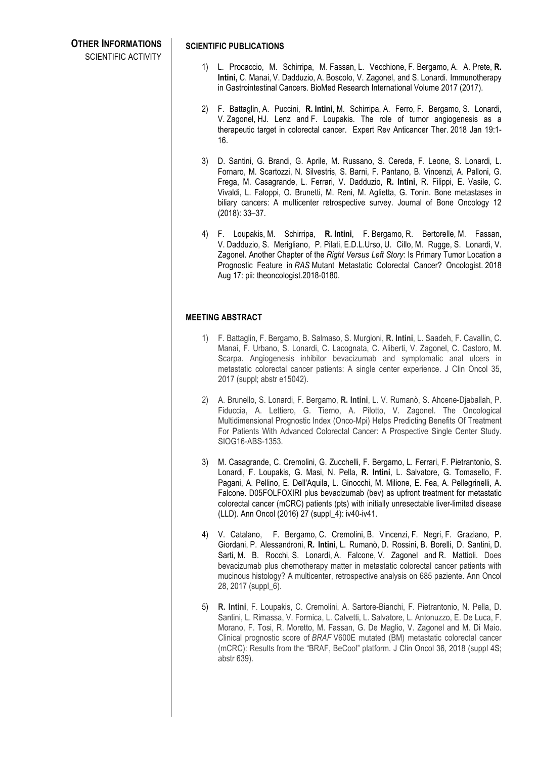## OTHER INFORMATIONS

SCIENTIFIC ACTIVITY

### SCIENTIFIC PUBLICATIONS

1) L. Procaccio, M. Schirripa, M. Fassan, L. Vecchione, F. Bergamo, A. A. Prete, **R. Intini,** C. Manai, V. Dadduzio, A. Boscolo, V. Zagonel, and S. Lonardi. Immunotherapy in Gastrointestinal Cancers. BioMed Research International Volume 2017 (2017).

2) F. Battaglin, A. Puccini, **R. Intini**, M. Schirripa, A. Ferro, F. Bergamo, S. Lonardi, V. Zagonel, HJ. Lenz and F. Loupakis. The role of tumor angiogenesis as a therapeutic target in colorectal cancer. Expert Rev Anticancer Ther. 2018 Jan 19:1-16.

3) D. Santini, G. Brandi, G. Aprile, M. Russano, S. Cereda, F. Leone, S. Lonardi, L. Fornaro, M. Scartozzi, N. Silvestris, S. Barni, F. Pantano, B. Vincenzi, A. Palloni, G. Frega, M. Casagrande, L. Ferrari, V. Dadduzio, **R. Intini**, R. Filippi, E. Vasile, C. Vivaldi, L. Faloppi, O. Brunetti, M. Reni, M. Aglietta, G. Tonin. Bone metastases in biliary cancers: A multicenter retrospective survey. Journal of Bone Oncology 12 (2018): 33–37.

4) F. Loupakis, M. Schirripa, **R. Intini**, F. Bergamo, R. Bertorelle, M. Fassan, V. Dadduzio, S. Merigliano, P. Pilati, E.D.L.Urso, U. Cillo, M. Rugge, S. Lonardi, V. Zagonel. Another Chapter of the *Right Versus Left Story*: Is Primary Tumor Location a Prognostic Feature in *RAS* Mutant Metastatic Colorectal Cancer? Oncologist. 2018 Aug 17: pii: theoncologist.2018-0180.

### MEETING ABSTRACT

1) F. Battaglin, F. Bergamo, B. Salmaso, S. Murgioni, **R. Intini**, L. Saadeh, F. Cavallin, C. Manai, F. Urbano, S. Lonardi, C. Lacognata, C. Aliberti, V. Zagonel, C. Castoro, M. Scarpa. Angiogenesis inhibitor bevacizumab and symptomatic anal ulcers in metastatic colorectal cancer patients: A single center experience. J Clin Oncol 35, 2017 (suppl; abstr e15042).

2) A. Brunello, S. Lonardi, F. Bergamo, **R. Intini**, L. V. Rumanò, S. Ahcene-Djaballah, P. Fiduccia, A. Lettiero, G. Tierno, A. Pilotto, V. Zagonel. The Oncological Multidimensional Prognostic Index (Onco-Mpi) Helps Predicting Benefits Of Treatment For Patients With Advanced Colorectal Cancer: A Prospective Single Center Study. SIOG16-ABS-1353.

3) M. Casagrande, C. Cremolini, G. Zucchelli, F. Bergamo, L. Ferrari, F. Pietrantonio, S. Lonardi, F. Loupakis, G. Masi, N. Pella, **R. Intini**, L. Salvatore, G. Tomasello, F. Pagani, A. Pellino, E. Dell'Aquila, L. Ginocchi, M. Milione, E. Fea, A. Pellegrinelli, A. Falcone. D05FOLFOXIRI plus bevacizumab (bev) as upfront treatment for metastatic colorectal cancer (mCRC) patients (pts) with initially unresectable liver-limited disease (LLD). Ann Oncol (2016) 27 (suppl_4): iv40-iv41.

4) V. Catalano, F. Bergamo, C. Cremolini, B. Vincenzi, F. Negri, F. Graziano, P. Giordani, P. Alessandroni, **R. Intini**, L. Rumanò, D. Rossini, B. Borelli, D. Santini, D. Sarti, M. B. Rocchi, S. Lonardi, A. Falcone, V. Zagonel and R. Mattioli. Does bevacizumab plus chemotherapy matter in metastatic colorectal cancer patients with mucinous histology? A multicenter, retrospective analysis on 685 paziente. Ann Oncol 28, 2017 (suppl_6).

5) **R. Intini**, F. Loupakis, C. Cremolini, A. Sartore-Bianchi, F. Pietrantonio, N. Pella, D. Santini, L. Rimassa, V. Formica, L. Calvetti, L. Salvatore, L. Antonuzzo, E. De Luca, F. Morano, F. Tosi, R. Moretto, M. Fassan, G. De Maglio, V. Zagonel and M. Di Maio. Clinical prognostic score of *BRAF* V600E mutated (BM) metastatic colorectal cancer (mCRC): Results from the "BRAF, BeCool" platform. J Clin Oncol 36, 2018 (suppl 4S; abstr 639).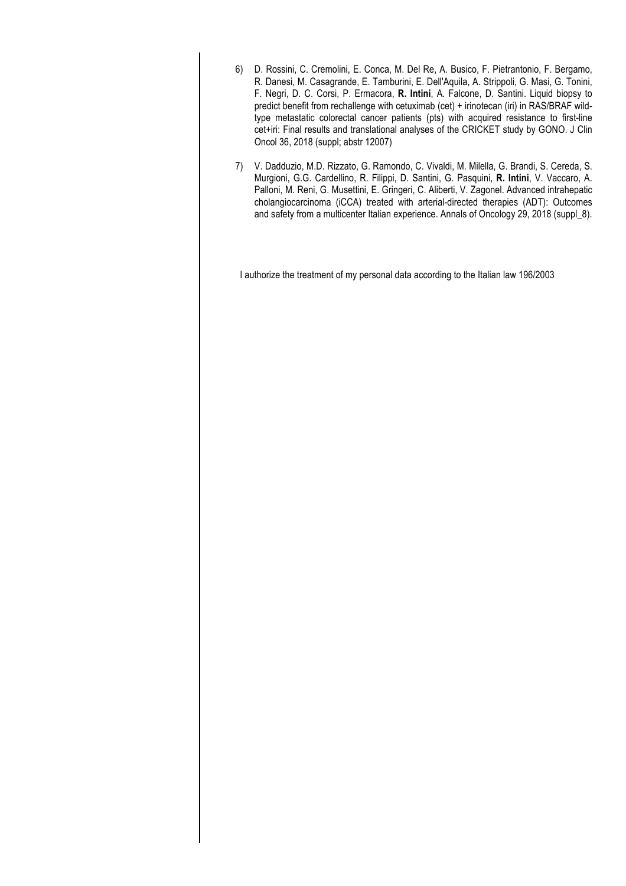6) D. Rossini, C. Cremolini, E. Conca, M. Del Re, A. Busico, F. Pietrantonio, F. Bergamo, R. Danesi, M. Casagrande, E. Tamburini, E. Dell'Aquila, A. Strippoli, G. Masi, G. Tonini, F. Negri, D. C. Corsi, P. Ermacora, **R. Intini**, A. Falcone, D. Santini. Liquid biopsy to predict benefit from rechallenge with cetuximab (cet) + irinotecan (iri) in RAS/BRAF wild-type metastatic colorectal cancer patients (pts) with acquired resistance to first-line cet+iri: Final results and translational analyses of the CRICKET study by GONO. J Clin Oncol 36, 2018 (suppl; abstr 12007)

7) V. Dadduzio, M.D. Rizzato, G. Ramondo, C. Vivaldi, M. Milella, G. Brandi, S. Cereda, S. Murgioni, G.G. Cardellino, R. Filippi, D. Santini, G. Pasquini, **R. Intini**, V. Vaccaro, A. Palloni, M. Reni, G. Musettini, E. Gringeri, C. Aliberti, V. Zagonel. Advanced intrahepatic cholangiocarcinoma (iCCA) treated with arterial-directed therapies (ADT): Outcomes and safety from a multicenter Italian experience. Annals of Oncology 29, 2018 (suppl_8).

I authorize the treatment of my personal data according to the Italian law 196/2003